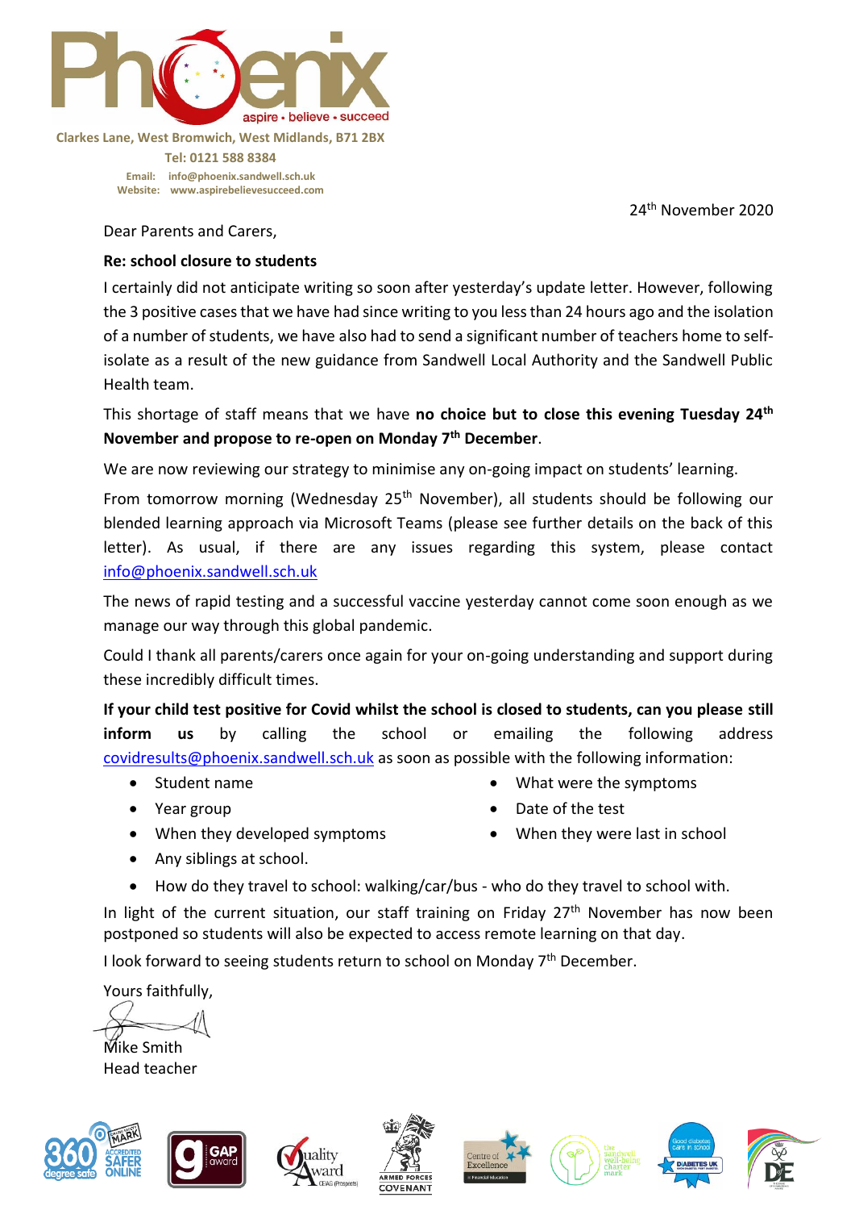Phoenix

aspire • believe • succeed

Clarkes Lane, West Bromwich, West Midlands, B71 2BX

Tel: 0121 588 8384

Email: info@phoenix.sandwell.sch.uk
Website: www.aspirebelievesucceed.com

24th November 2020

Dear Parents and Carers,

**Re: school closure to students**

I certainly did not anticipate writing so soon after yesterday's update letter. However, following the 3 positive cases that we have had since writing to you less than 24 hours ago and the isolation of a number of students, we have also had to send a significant number of teachers home to self-isolate as a result of the new guidance from Sandwell Local Authority and the Sandwell Public Health team.

This shortage of staff means that we have **no choice but to close this evening Tuesday 24th November and propose to re-open on Monday 7th December**.

We are now reviewing our strategy to minimise any on-going impact on students' learning.

From tomorrow morning (Wednesday 25th November), all students should be following our blended learning approach via Microsoft Teams (please see further details on the back of this letter). As usual, if there are any issues regarding this system, please contact info@phoenix.sandwell.sch.uk

The news of rapid testing and a successful vaccine yesterday cannot come soon enough as we manage our way through this global pandemic.

Could I thank all parents/carers once again for your on-going understanding and support during these incredibly difficult times.

**If your child test positive for Covid whilst the school is closed to students, can you please still inform us** by calling the school or emailing the following address covidresults@phoenix.sandwell.sch.uk as soon as possible with the following information:

- Student name
- Year group
- When they developed symptoms
- What were the symptoms
- Date of the test
- When they were last in school
- Any siblings at school.
- How do they travel to school: walking/car/bus - who do they travel to school with.

In light of the current situation, our staff training on Friday 27th November has now been postponed so students will also be expected to access remote learning on that day.

I look forward to seeing students return to school on Monday 7th December.

Yours faithfully,

Mike Smith
Head teacher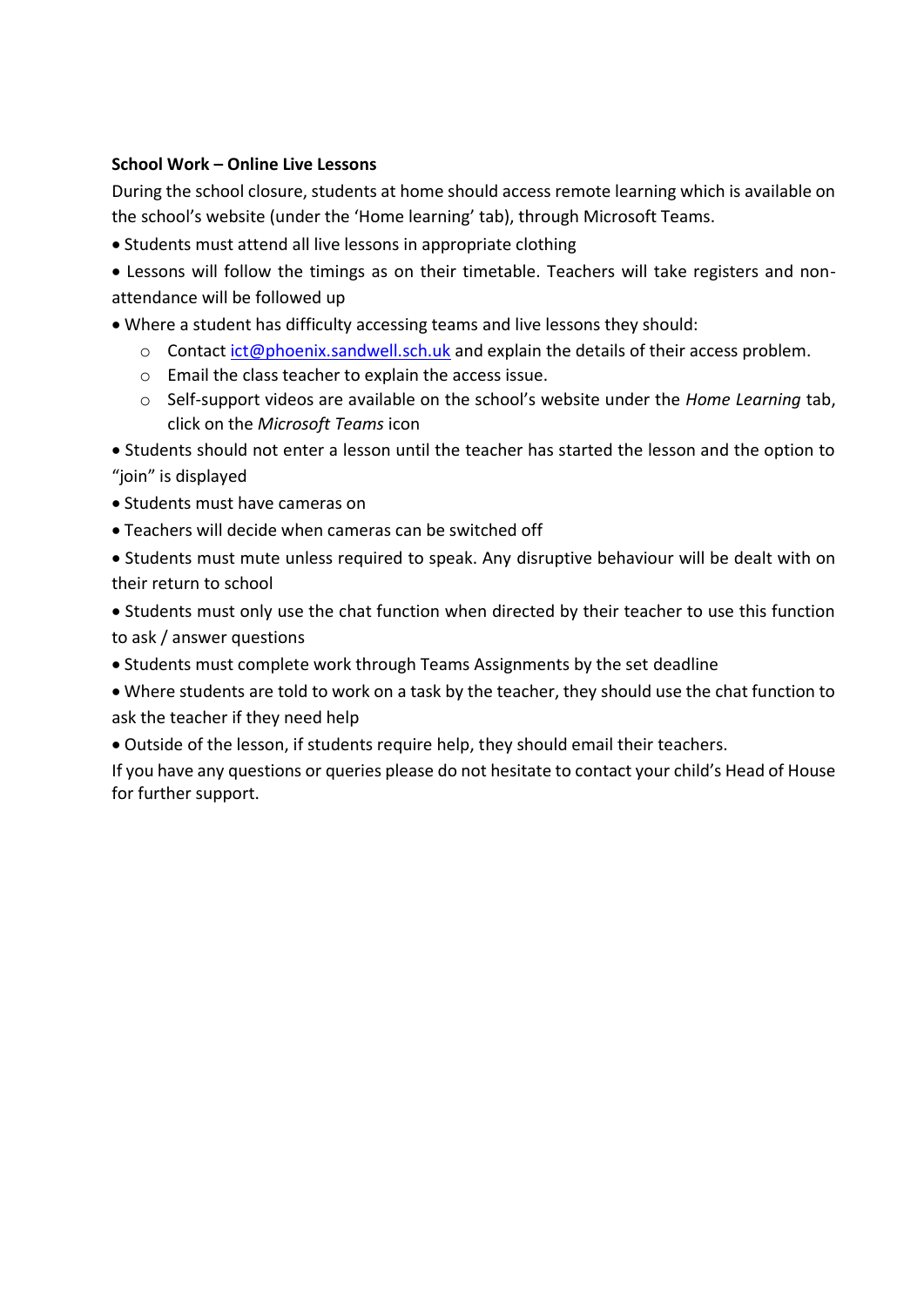**School Work – Online Live Lessons**

During the school closure, students at home should access remote learning which is available on the school's website (under the 'Home learning' tab), through Microsoft Teams.

- Students must attend all live lessons in appropriate clothing
- Lessons will follow the timings as on their timetable. Teachers will take registers and non-attendance will be followed up
- Where a student has difficulty accessing teams and live lessons they should:
    - Contact ict@phoenix.sandwell.sch.uk and explain the details of their access problem.
    - Email the class teacher to explain the access issue.
    - Self-support videos are available on the school's website under the *Home Learning* tab, click on the *Microsoft Teams* icon
- Students should not enter a lesson until the teacher has started the lesson and the option to "join" is displayed
- Students must have cameras on
- Teachers will decide when cameras can be switched off
- Students must mute unless required to speak. Any disruptive behaviour will be dealt with on their return to school
- Students must only use the chat function when directed by their teacher to use this function to ask / answer questions
- Students must complete work through Teams Assignments by the set deadline
- Where students are told to work on a task by the teacher, they should use the chat function to ask the teacher if they need help
- Outside of the lesson, if students require help, they should email their teachers.

If you have any questions or queries please do not hesitate to contact your child's Head of House for further support.